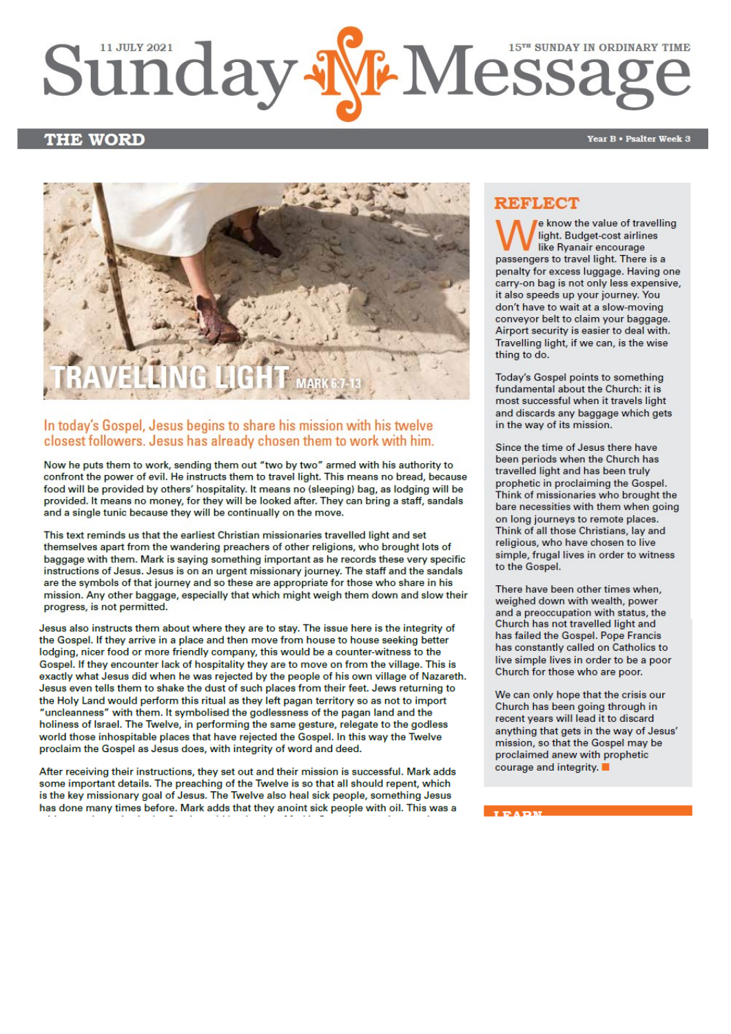11 JULY 2021 — 15TH SUNDAY IN ORDINARY TIME

# Sunday Message

## THE WORD

Year B • Psalter Week 3

## TRAVELLING LIGHT MARK 6:7-13

In today's Gospel, Jesus begins to share his mission with his twelve closest followers. Jesus has already chosen them to work with him.

Now he puts them to work, sending them out "two by two" armed with his authority to confront the power of evil. He instructs them to travel light. This means no bread, because food will be provided by others' hospitality. It means no (sleeping) bag, as lodging will be provided. It means no money, for they will be looked after. They can bring a staff, sandals and a single tunic because they will be continually on the move.

This text reminds us that the earliest Christian missionaries travelled light and set themselves apart from the wandering preachers of other religions, who brought lots of baggage with them. Mark is saying something important as he records these very specific instructions of Jesus. Jesus is on an urgent missionary journey. The staff and the sandals are the symbols of that journey and so these are appropriate for those who share in his mission. Any other baggage, especially that which might weigh them down and slow their progress, is not permitted.

Jesus also instructs them about where they are to stay. The issue here is the integrity of the Gospel. If they arrive in a place and then move from house to house seeking better lodging, nicer food or more friendly company, this would be a counter-witness to the Gospel. If they encounter lack of hospitality they are to move on from the village. This is exactly what Jesus did when he was rejected by the people of his own village of Nazareth. Jesus even tells them to shake the dust of such places from their feet. Jews returning to the Holy Land would perform this ritual as they left pagan territory so as not to import "uncleanness" with them. It symbolised the godlessness of the pagan land and the holiness of Israel. The Twelve, in performing the same gesture, relegate to the godless world those inhospitable places that have rejected the Gospel. In this way the Twelve proclaim the Gospel as Jesus does, with integrity of word and deed.

After receiving their instructions, they set out and their mission is successful. Mark adds some important details. The preaching of the Twelve is so that all should repent, which is the key missionary goal of Jesus. The Twelve also heal sick people, something Jesus has done many times before. Mark adds that they anoint sick people with oil. This was a

## REFLECT

We know the value of travelling light. Budget-cost airlines like Ryanair encourage passengers to travel light. There is a penalty for excess luggage. Having one carry-on bag is not only less expensive, it also speeds up your journey. You don't have to wait at a slow-moving conveyor belt to claim your baggage. Airport security is easier to deal with. Travelling light, if we can, is the wise thing to do.

Today's Gospel points to something fundamental about the Church: it is most successful when it travels light and discards any baggage which gets in the way of its mission.

Since the time of Jesus there have been periods when the Church has travelled light and has been truly prophetic in proclaiming the Gospel. Think of missionaries who brought the bare necessities with them when going on long journeys to remote places. Think of all those Christians, lay and religious, who have chosen to live simple, frugal lives in order to witness to the Gospel.

There have been other times when, weighed down with wealth, power and a preoccupation with status, the Church has not travelled light and has failed the Gospel. Pope Francis has constantly called on Catholics to live simple lives in order to be a poor Church for those who are poor.

We can only hope that the crisis our Church has been going through in recent years will lead it to discard anything that gets in the way of Jesus' mission, so that the Gospel may be proclaimed anew with prophetic courage and integrity. ■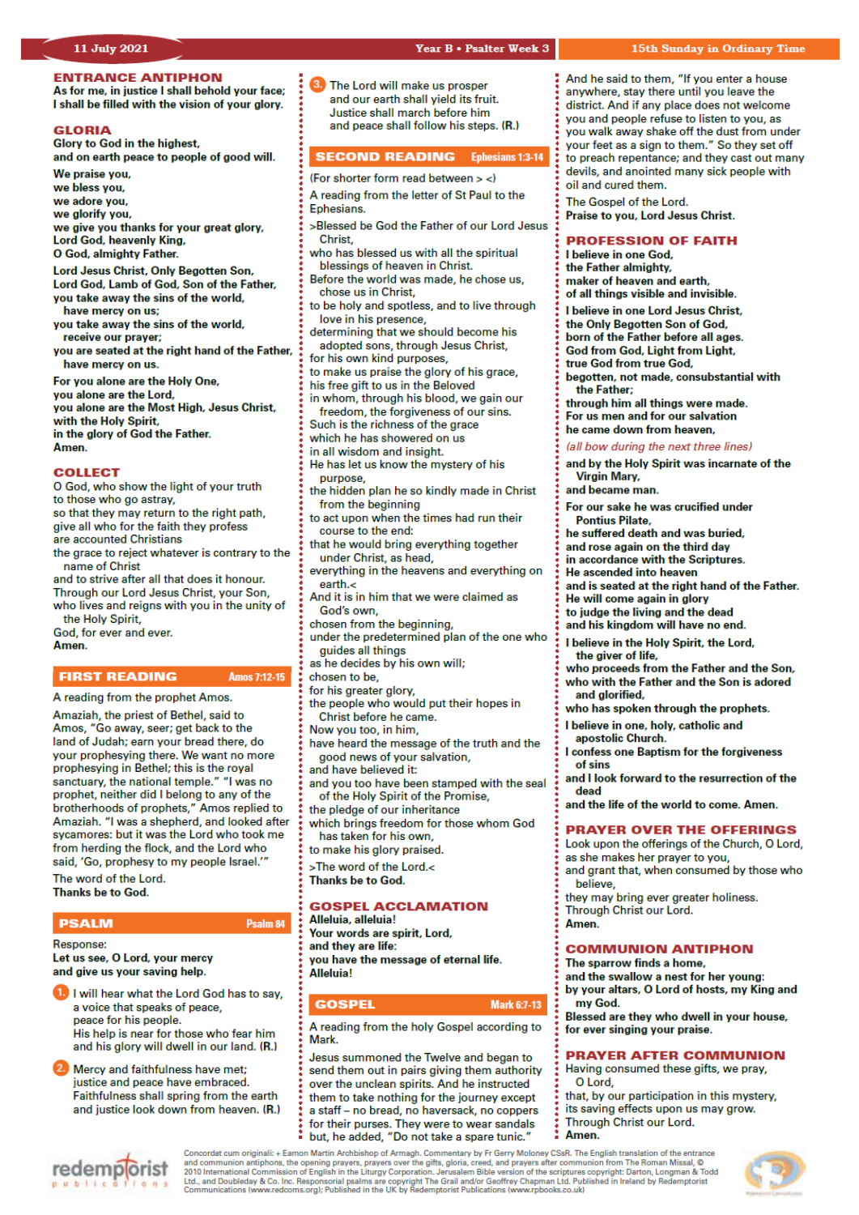# 11 July 2021 — Year B • Psalter Week 3 — 15th Sunday in Ordinary Time

## ENTRANCE ANTIPHON

**As for me, in justice I shall behold your face; I shall be filled with the vision of your glory.**

## GLORIA

**Glory to God in the highest, and on earth peace to people of good will.**

**We praise you, we bless you, we adore you, we glorify you, we give you thanks for your great glory, Lord God, heavenly King, O God, almighty Father.**

**Lord Jesus Christ, Only Begotten Son, Lord God, Lamb of God, Son of the Father, you take away the sins of the world, have mercy on us; you take away the sins of the world, receive our prayer; you are seated at the right hand of the Father, have mercy on us.**

**For you alone are the Holy One, you alone are the Lord, you alone are the Most High, Jesus Christ, with the Holy Spirit, in the glory of God the Father. Amen.**

## COLLECT

O God, who show the light of your truth to those who go astray, so that they may return to the right path, give all who for the faith they profess are accounted Christians the grace to reject whatever is contrary to the name of Christ and to strive after all that does it honour. Through our Lord Jesus Christ, your Son, who lives and reigns with you in the unity of the Holy Spirit, God, for ever and ever.
**Amen.**

## FIRST READING — Amos 7:12-15

A reading from the prophet Amos.

Amaziah, the priest of Bethel, said to Amos, "Go away, seer; get back to the land of Judah; earn your bread there, do your prophesying there. We want no more prophesying in Bethel; this is the royal sanctuary, the national temple." "I was no prophet, neither did I belong to any of the brotherhoods of prophets," Amos replied to Amaziah. "I was a shepherd, and looked after sycamores: but it was the Lord who took me from herding the flock, and the Lord who said, 'Go, prophesy to my people Israel.'"

The word of the Lord.
**Thanks be to God.**

## PSALM — Psalm 84

Response:
**Let us see, O Lord, your mercy and give us your saving help.**

1. I will hear what the Lord God has to say, a voice that speaks of peace, peace for his people. His help is near for those who fear him and his glory will dwell in our land. **(R.)**

2. Mercy and faithfulness have met; justice and peace have embraced. Faithfulness shall spring from the earth and justice look down from heaven. **(R.)**

3. The Lord will make us prosper and our earth shall yield its fruit. Justice shall march before him and peace shall follow his steps. **(R.)**

## SECOND READING — Ephesians 1:3-14

(For shorter form read between > <)

A reading from the letter of St Paul to the Ephesians.

>Blessed be God the Father of our Lord Jesus Christ,
who has blessed us with all the spiritual blessings of heaven in Christ.
Before the world was made, he chose us, chose us in Christ,
to be holy and spotless, and to live through love in his presence,
determining that we should become his adopted sons, through Jesus Christ,
for his own kind purposes,
to make us praise the glory of his grace,
his free gift to us in the Beloved
in whom, through his blood, we gain our freedom, the forgiveness of our sins.
Such is the richness of the grace
which he has showered on us
in all wisdom and insight.
He has let us know the mystery of his purpose,
the hidden plan he so kindly made in Christ from the beginning
to act upon when the times had run their course to the end:
that he would bring everything together under Christ, as head,
everything in the heavens and everything on earth.<
And it is in him that we were claimed as God's own,
chosen from the beginning,
under the predetermined plan of the one who guides all things
as he decides by his own will;
chosen to be,
for his greater glory,
the people who would put their hopes in Christ before he came.
Now you too, in him,
have heard the message of the truth and the good news of your salvation,
and have believed it:
and you too have been stamped with the seal of the Holy Spirit of the Promise,
the pledge of our inheritance
which brings freedom for those whom God has taken for his own,
to make his glory praised.

>The word of the Lord.<
**Thanks be to God.**

## GOSPEL ACCLAMATION

**Alleluia, alleluia!
Your words are spirit, Lord, and they are life:
you have the message of eternal life.
Alleluia!**

## GOSPEL — Mark 6:7-13

A reading from the holy Gospel according to Mark.

Jesus summoned the Twelve and began to send them out in pairs giving them authority over the unclean spirits. And he instructed them to take nothing for the journey except a staff – no bread, no haversack, no coppers for their purses. They were to wear sandals but, he added, "Do not take a spare tunic." And he said to them, "If you enter a house anywhere, stay there until you leave the district. And if any place does not welcome you and people refuse to listen to you, as you walk away shake off the dust from under your feet as a sign to them." So they set off to preach repentance; and they cast out many devils, and anointed many sick people with oil and cured them.

The Gospel of the Lord.
**Praise to you, Lord Jesus Christ.**

## PROFESSION OF FAITH

**I believe in one God, the Father almighty, maker of heaven and earth, of all things visible and invisible.**

**I believe in one Lord Jesus Christ, the Only Begotten Son of God, born of the Father before all ages. God from God, Light from Light, true God from true God, begotten, not made, consubstantial with the Father; through him all things were made. For us men and for our salvation he came down from heaven,**

*(all bow during the next three lines)*

**and by the Holy Spirit was incarnate of the Virgin Mary, and became man.**

**For our sake he was crucified under Pontius Pilate, he suffered death and was buried, and rose again on the third day in accordance with the Scriptures. He ascended into heaven and is seated at the right hand of the Father. He will come again in glory to judge the living and the dead and his kingdom will have no end.**

**I believe in the Holy Spirit, the Lord, the giver of life, who proceeds from the Father and the Son, who with the Father and the Son is adored and glorified, who has spoken through the prophets.**

**I believe in one, holy, catholic and apostolic Church. I confess one Baptism for the forgiveness of sins and I look forward to the resurrection of the dead and the life of the world to come. Amen.**

## PRAYER OVER THE OFFERINGS

Look upon the offerings of the Church, O Lord, as she makes her prayer to you, and grant that, when consumed by those who believe, they may bring ever greater holiness. Through Christ our Lord.
**Amen.**

## COMMUNION ANTIPHON

**The sparrow finds a home, and the swallow a nest for her young: by your altars, O Lord of hosts, my King and my God. Blessed are they who dwell in your house, for ever singing your praise.**

## PRAYER AFTER COMMUNION

Having consumed these gifts, we pray, O Lord, that, by our participation in this mystery, its saving effects upon us may grow. Through Christ our Lord.
**Amen.**

---

Concordat cum originali: + Eamon Martin Archbishop of Armagh. Commentary by Fr Gerry Moloney CSsR. The English translation of the entrance and communion antiphons, the opening prayers, prayers over the gifts, gloria, creed, and prayers after communion from The Roman Missal, © 2010 International Commission of English in the Liturgy Corporation. Jerusalem Bible version of the scriptures copyright: Darton, Longman & Todd Ltd., and Doubleday & Co. Inc. Responsorial psalms are copyright The Grail and/or Geoffrey Chapman Ltd. Published in Ireland by Redemptorist Communications (www.redcoms.org); Published in the UK by Redemptorist Publications (www.rpbooks.co.uk)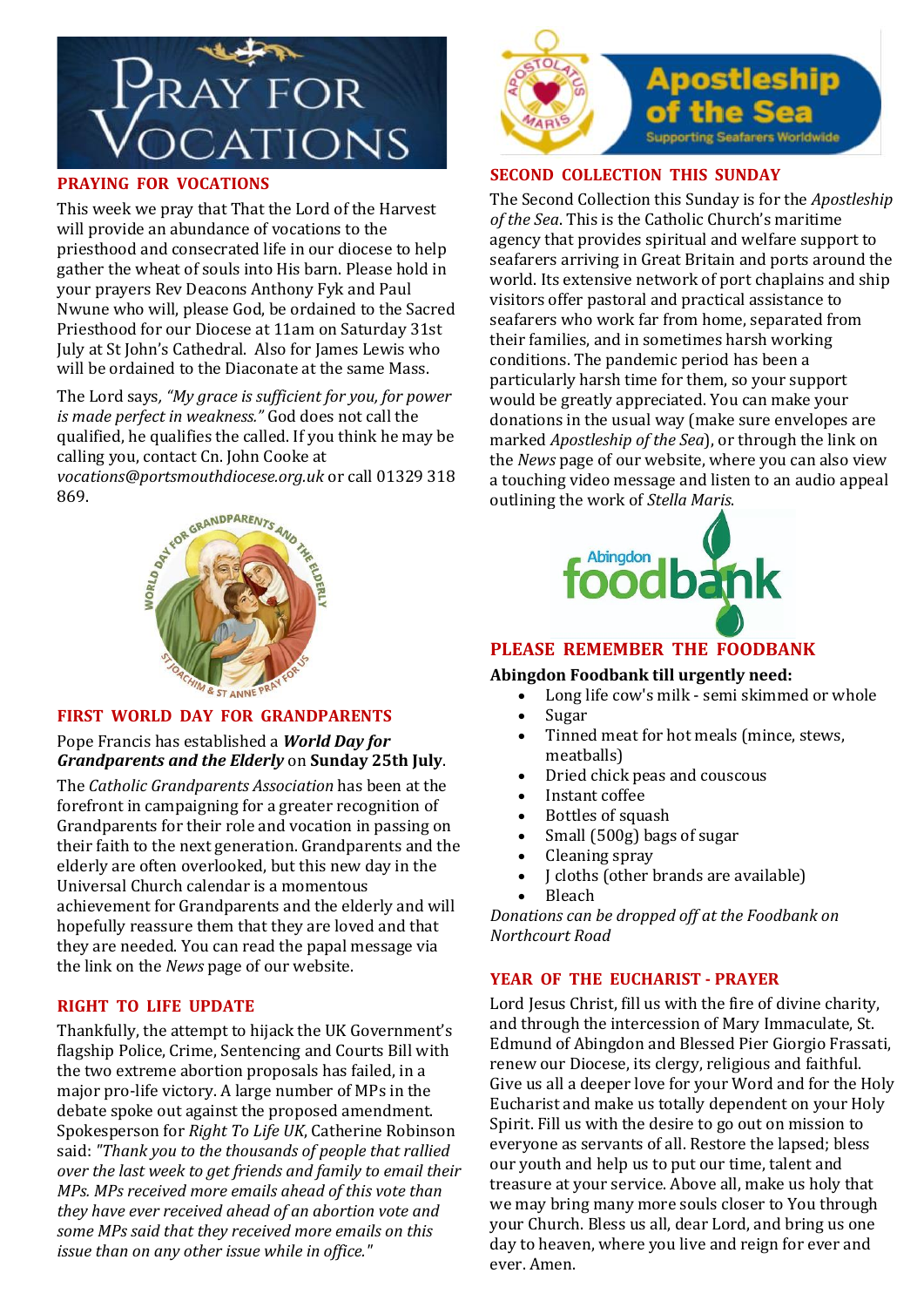## PRAYING FOR VOCATIONS

This week we pray that That the Lord of the Harvest will provide an abundance of vocations to the priesthood and consecrated life in our diocese to help gather the wheat of souls into His barn. Please hold in your prayers Rev Deacons Anthony Fyk and Paul Nwune who will, please God, be ordained to the Sacred Priesthood for our Diocese at 11am on Saturday 31st July at St John's Cathedral. Also for James Lewis who will be ordained to the Diaconate at the same Mass.

The Lord says, *"My grace is sufficient for you, for power is made perfect in weakness."* God does not call the qualified, he qualifies the called. If you think he may be calling you, contact Cn. John Cooke at *vocations@portsmouthdiocese.org.uk* or call 01329 318 869.

## FIRST WORLD DAY FOR GRANDPARENTS

Pope Francis has established a ***World Day for Grandparents and the Elderly*** on **Sunday 25th July**.

The *Catholic Grandparents Association* has been at the forefront in campaigning for a greater recognition of Grandparents for their role and vocation in passing on their faith to the next generation. Grandparents and the elderly are often overlooked, but this new day in the Universal Church calendar is a momentous achievement for Grandparents and the elderly and will hopefully reassure them that they are loved and that they are needed. You can read the papal message via the link on the *News* page of our website.

## RIGHT TO LIFE UPDATE

Thankfully, the attempt to hijack the UK Government's flagship Police, Crime, Sentencing and Courts Bill with the two extreme abortion proposals has failed, in a major pro-life victory. A large number of MPs in the debate spoke out against the proposed amendment. Spokesperson for *Right To Life UK*, Catherine Robinson said: *"Thank you to the thousands of people that rallied over the last week to get friends and family to email their MPs. MPs received more emails ahead of this vote than they have ever received ahead of an abortion vote and some MPs said that they received more emails on this issue than on any other issue while in office."*

## SECOND COLLECTION THIS SUNDAY

The Second Collection this Sunday is for the *Apostleship of the Sea*. This is the Catholic Church's maritime agency that provides spiritual and welfare support to seafarers arriving in Great Britain and ports around the world. Its extensive network of port chaplains and ship visitors offer pastoral and practical assistance to seafarers who work far from home, separated from their families, and in sometimes harsh working conditions. The pandemic period has been a particularly harsh time for them, so your support would be greatly appreciated. You can make your donations in the usual way (make sure envelopes are marked *Apostleship of the Sea*), or through the link on the *News* page of our website, where you can also view a touching video message and listen to an audio appeal outlining the work of *Stella Maris*.

## PLEASE REMEMBER THE FOODBANK

**Abingdon Foodbank till urgently need:**

- Long life cow's milk - semi skimmed or whole
- Sugar
- Tinned meat for hot meals (mince, stews, meatballs)
- Dried chick peas and couscous
- Instant coffee
- Bottles of squash
- Small (500g) bags of sugar
- Cleaning spray
- J cloths (other brands are available)
- Bleach

*Donations can be dropped off at the Foodbank on Northcourt Road*

## YEAR OF THE EUCHARIST - PRAYER

Lord Jesus Christ, fill us with the fire of divine charity, and through the intercession of Mary Immaculate, St. Edmund of Abingdon and Blessed Pier Giorgio Frassati, renew our Diocese, its clergy, religious and faithful. Give us all a deeper love for your Word and for the Holy Eucharist and make us totally dependent on your Holy Spirit. Fill us with the desire to go out on mission to everyone as servants of all. Restore the lapsed; bless our youth and help us to put our time, talent and treasure at your service. Above all, make us holy that we may bring many more souls closer to You through your Church. Bless us all, dear Lord, and bring us one day to heaven, where you live and reign for ever and ever. Amen.